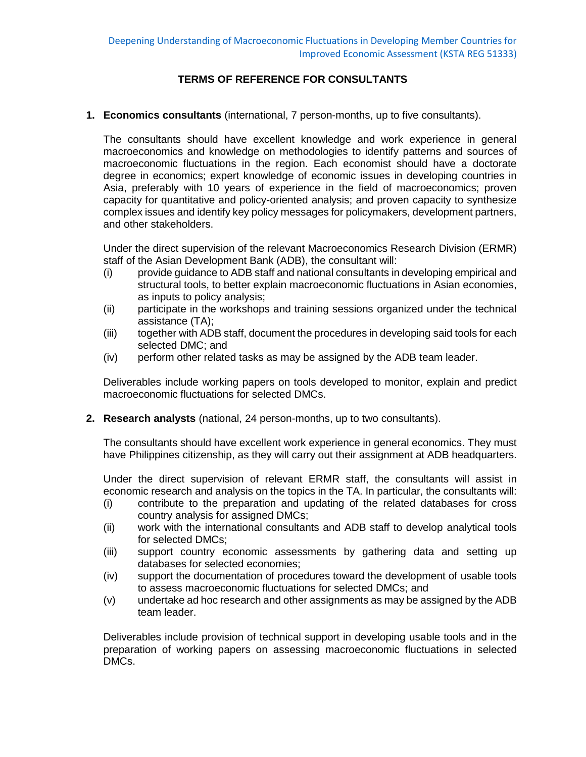Deepening Understanding of Macroeconomic Fluctuations in Developing Member Countries for Improved Economic Assessment (KSTA REG 51333)

# TERMS OF REFERENCE FOR CONSULTANTS

1. **Economics consultants** (international, 7 person-months, up to five consultants).

   The consultants should have excellent knowledge and work experience in general macroeconomics and knowledge on methodologies to identify patterns and sources of macroeconomic fluctuations in the region. Each economist should have a doctorate degree in economics; expert knowledge of economic issues in developing countries in Asia, preferably with 10 years of experience in the field of macroeconomics; proven capacity for quantitative and policy-oriented analysis; and proven capacity to synthesize complex issues and identify key policy messages for policymakers, development partners, and other stakeholders.

   Under the direct supervision of the relevant Macroeconomics Research Division (ERMR) staff of the Asian Development Bank (ADB), the consultant will:

   (i) provide guidance to ADB staff and national consultants in developing empirical and structural tools, to better explain macroeconomic fluctuations in Asian economies, as inputs to policy analysis;
   (ii) participate in the workshops and training sessions organized under the technical assistance (TA);
   (iii) together with ADB staff, document the procedures in developing said tools for each selected DMC; and
   (iv) perform other related tasks as may be assigned by the ADB team leader.

   Deliverables include working papers on tools developed to monitor, explain and predict macroeconomic fluctuations for selected DMCs.

2. **Research analysts** (national, 24 person-months, up to two consultants).

   The consultants should have excellent work experience in general economics. They must have Philippines citizenship, as they will carry out their assignment at ADB headquarters.

   Under the direct supervision of relevant ERMR staff, the consultants will assist in economic research and analysis on the topics in the TA. In particular, the consultants will:

   (i) contribute to the preparation and updating of the related databases for cross country analysis for assigned DMCs;
   (ii) work with the international consultants and ADB staff to develop analytical tools for selected DMCs;
   (iii) support country economic assessments by gathering data and setting up databases for selected economies;
   (iv) support the documentation of procedures toward the development of usable tools to assess macroeconomic fluctuations for selected DMCs; and
   (v) undertake ad hoc research and other assignments as may be assigned by the ADB team leader.

   Deliverables include provision of technical support in developing usable tools and in the preparation of working papers on assessing macroeconomic fluctuations in selected DMCs.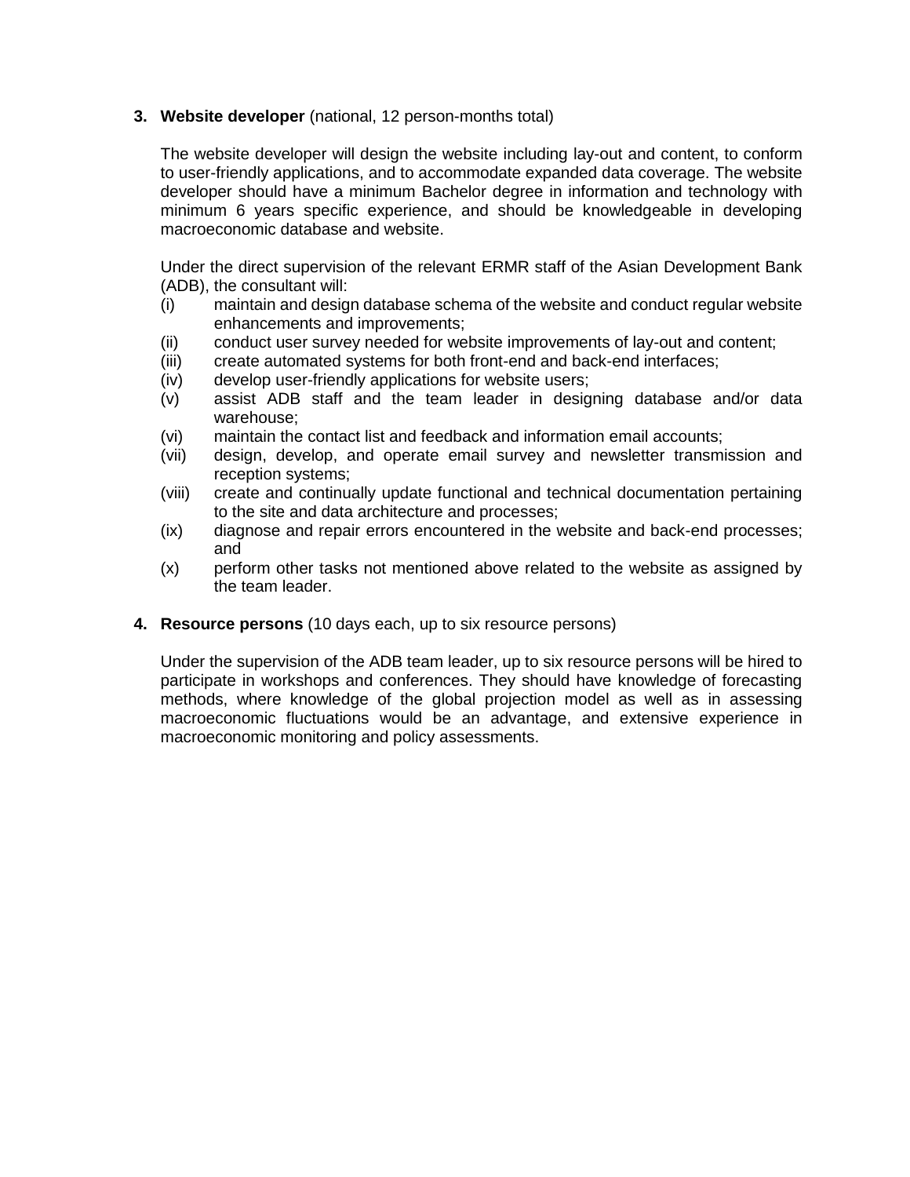3. **Website developer** (national, 12 person-months total)

   The website developer will design the website including lay-out and content, to conform to user-friendly applications, and to accommodate expanded data coverage. The website developer should have a minimum Bachelor degree in information and technology with minimum 6 years specific experience, and should be knowledgeable in developing macroeconomic database and website.

   Under the direct supervision of the relevant ERMR staff of the Asian Development Bank (ADB), the consultant will:

   (i) maintain and design database schema of the website and conduct regular website enhancements and improvements;
   (ii) conduct user survey needed for website improvements of lay-out and content;
   (iii) create automated systems for both front-end and back-end interfaces;
   (iv) develop user-friendly applications for website users;
   (v) assist ADB staff and the team leader in designing database and/or data warehouse;
   (vi) maintain the contact list and feedback and information email accounts;
   (vii) design, develop, and operate email survey and newsletter transmission and reception systems;
   (viii) create and continually update functional and technical documentation pertaining to the site and data architecture and processes;
   (ix) diagnose and repair errors encountered in the website and back-end processes; and
   (x) perform other tasks not mentioned above related to the website as assigned by the team leader.

4. **Resource persons** (10 days each, up to six resource persons)

   Under the supervision of the ADB team leader, up to six resource persons will be hired to participate in workshops and conferences. They should have knowledge of forecasting methods, where knowledge of the global projection model as well as in assessing macroeconomic fluctuations would be an advantage, and extensive experience in macroeconomic monitoring and policy assessments.